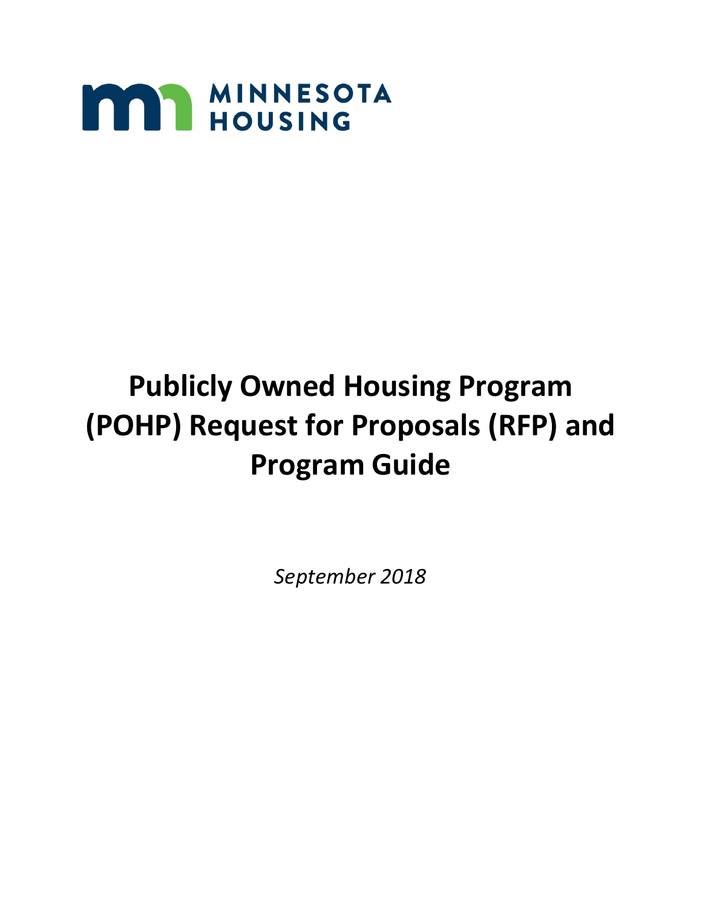MINNESOTA HOUSING

# Publicly Owned Housing Program (POHP) Request for Proposals (RFP) and Program Guide

*September 2018*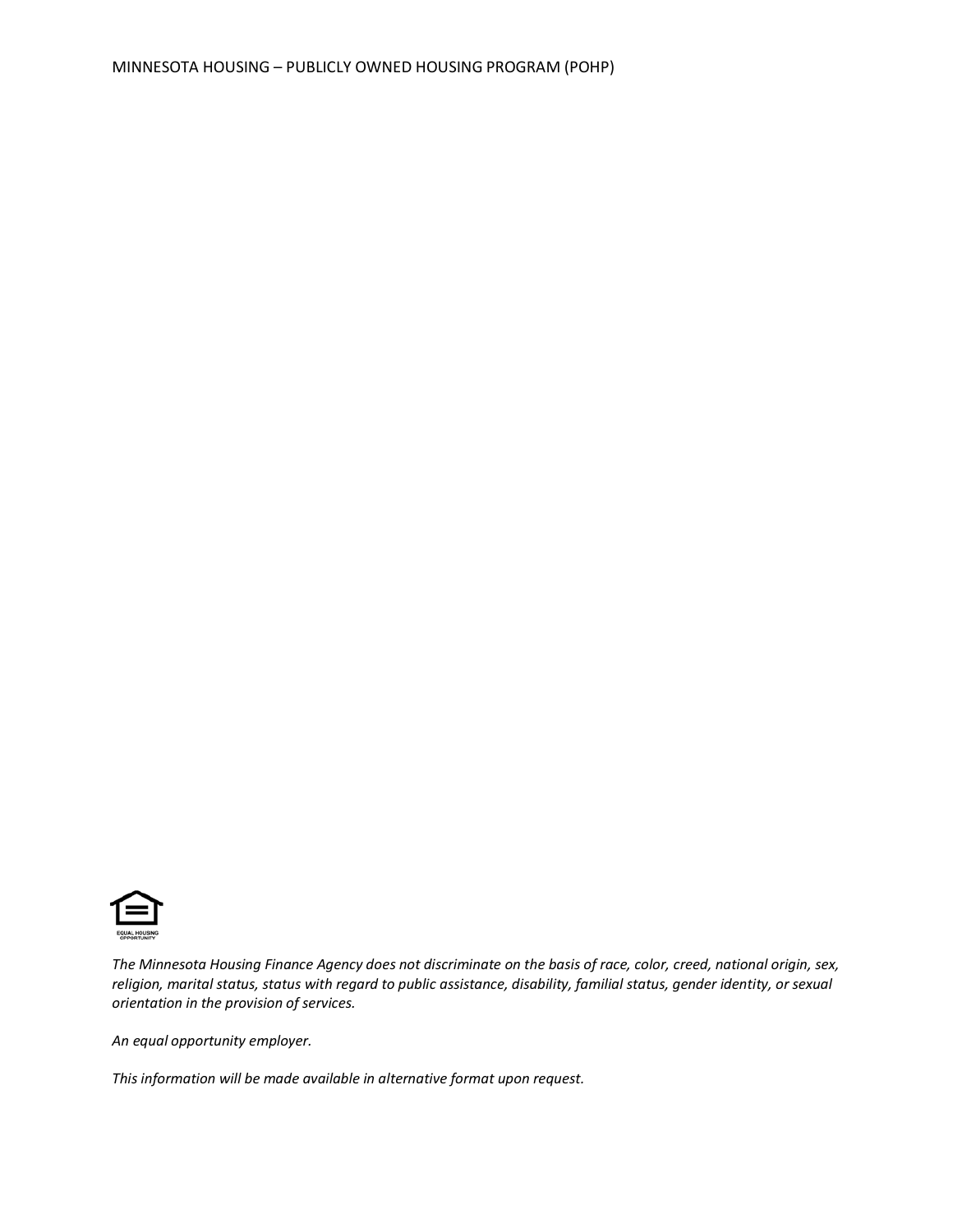EQUAL HOUSING OPPORTUNITY

*The Minnesota Housing Finance Agency does not discriminate on the basis of race, color, creed, national origin, sex, religion, marital status, status with regard to public assistance, disability, familial status, gender identity, or sexual orientation in the provision of services.*

*An equal opportunity employer.*

*This information will be made available in alternative format upon request.*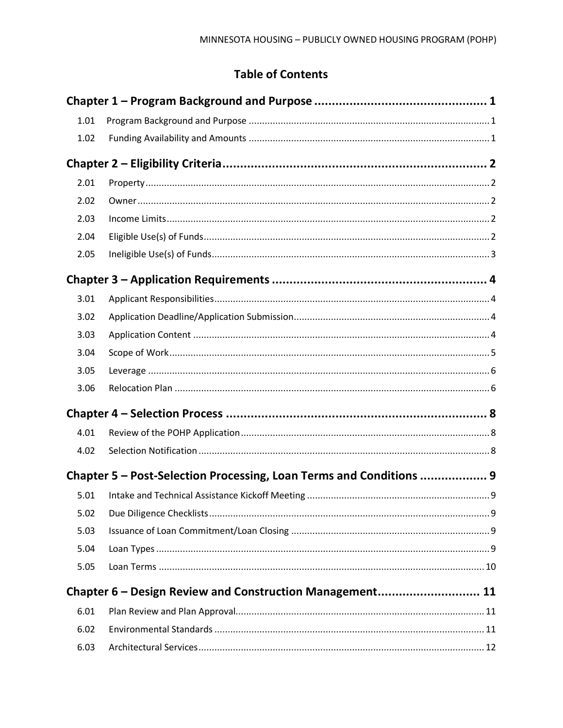# Table of Contents

**Chapter 1 – Program Background and Purpose ... 1**

- 1.01 Program Background and Purpose ... 1
- 1.02 Funding Availability and Amounts ... 1

**Chapter 2 – Eligibility Criteria ... 2**

- 2.01 Property ... 2
- 2.02 Owner ... 2
- 2.03 Income Limits ... 2
- 2.04 Eligible Use(s) of Funds ... 2
- 2.05 Ineligible Use(s) of Funds ... 3

**Chapter 3 – Application Requirements ... 4**

- 3.01 Applicant Responsibilities ... 4
- 3.02 Application Deadline/Application Submission ... 4
- 3.03 Application Content ... 4
- 3.04 Scope of Work ... 5
- 3.05 Leverage ... 6
- 3.06 Relocation Plan ... 6

**Chapter 4 – Selection Process ... 8**

- 4.01 Review of the POHP Application ... 8
- 4.02 Selection Notification ... 8

**Chapter 5 – Post-Selection Processing, Loan Terms and Conditions ... 9**

- 5.01 Intake and Technical Assistance Kickoff Meeting ... 9
- 5.02 Due Diligence Checklists ... 9
- 5.03 Issuance of Loan Commitment/Loan Closing ... 9
- 5.04 Loan Types ... 9
- 5.05 Loan Terms ... 10

**Chapter 6 – Design Review and Construction Management ... 11**

- 6.01 Plan Review and Plan Approval ... 11
- 6.02 Environmental Standards ... 11
- 6.03 Architectural Services ... 12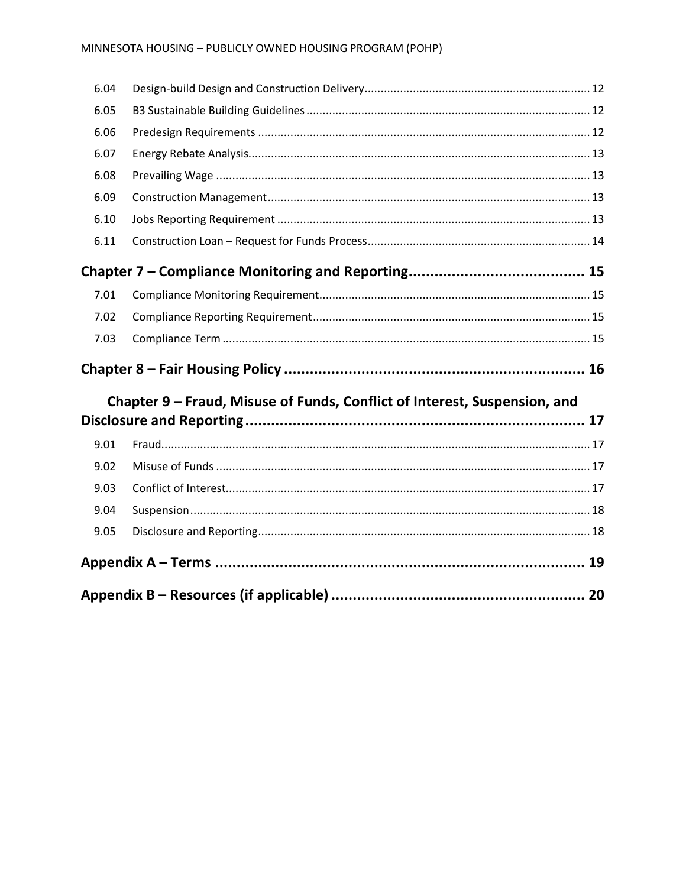| | | |
|---|---|---|
| 6.04 | Design-build Design and Construction Delivery | 12 |
| 6.05 | B3 Sustainable Building Guidelines | 12 |
| 6.06 | Predesign Requirements | 12 |
| 6.07 | Energy Rebate Analysis | 13 |
| 6.08 | Prevailing Wage | 13 |
| 6.09 | Construction Management | 13 |
| 6.10 | Jobs Reporting Requirement | 13 |
| 6.11 | Construction Loan – Request for Funds Process | 14 |

**Chapter 7 – Compliance Monitoring and Reporting ........................................ 15**

| | | |
|---|---|---|
| 7.01 | Compliance Monitoring Requirement | 15 |
| 7.02 | Compliance Reporting Requirement | 15 |
| 7.03 | Compliance Term | 15 |

**Chapter 8 – Fair Housing Policy ........................................................................ 16**

**Chapter 9 – Fraud, Misuse of Funds, Conflict of Interest, Suspension, and Disclosure and Reporting ........................................................................ 17**

| | | |
|---|---|---|
| 9.01 | Fraud | 17 |
| 9.02 | Misuse of Funds | 17 |
| 9.03 | Conflict of Interest | 17 |
| 9.04 | Suspension | 18 |
| 9.05 | Disclosure and Reporting | 18 |

**Appendix A – Terms ........................................................................ 19**

**Appendix B – Resources (if applicable) ........................................................................ 20**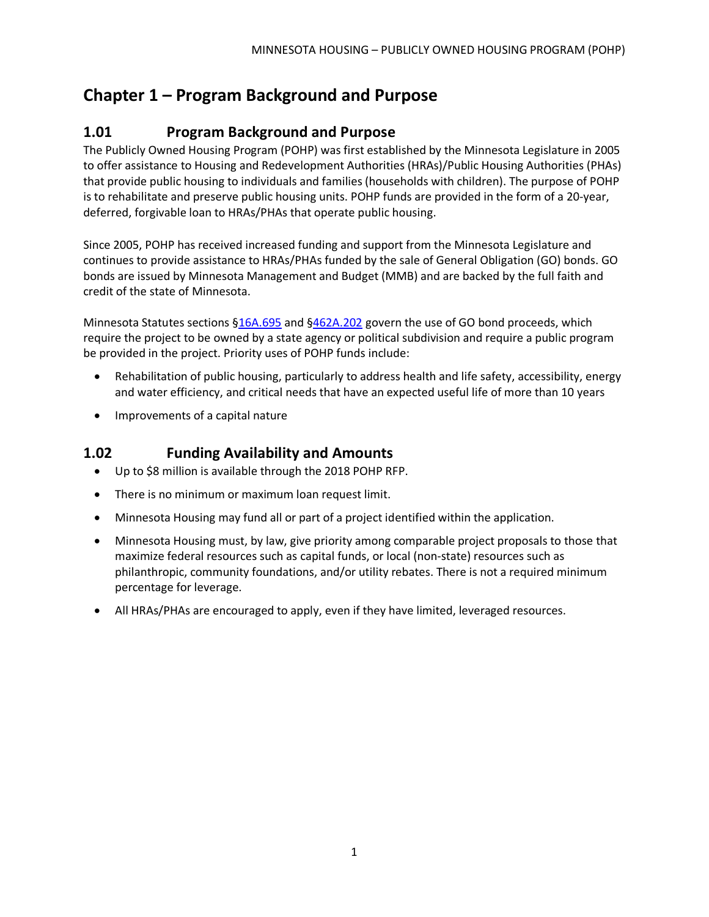# Chapter 1 – Program Background and Purpose

## 1.01 Program Background and Purpose

The Publicly Owned Housing Program (POHP) was first established by the Minnesota Legislature in 2005 to offer assistance to Housing and Redevelopment Authorities (HRAs)/Public Housing Authorities (PHAs) that provide public housing to individuals and families (households with children). The purpose of POHP is to rehabilitate and preserve public housing units. POHP funds are provided in the form of a 20-year, deferred, forgivable loan to HRAs/PHAs that operate public housing.

Since 2005, POHP has received increased funding and support from the Minnesota Legislature and continues to provide assistance to HRAs/PHAs funded by the sale of General Obligation (GO) bonds. GO bonds are issued by Minnesota Management and Budget (MMB) and are backed by the full faith and credit of the state of Minnesota.

Minnesota Statutes sections §16A.695 and §462A.202 govern the use of GO bond proceeds, which require the project to be owned by a state agency or political subdivision and require a public program be provided in the project. Priority uses of POHP funds include:

- Rehabilitation of public housing, particularly to address health and life safety, accessibility, energy and water efficiency, and critical needs that have an expected useful life of more than 10 years
- Improvements of a capital nature

## 1.02 Funding Availability and Amounts

- Up to $8 million is available through the 2018 POHP RFP.
- There is no minimum or maximum loan request limit.
- Minnesota Housing may fund all or part of a project identified within the application.
- Minnesota Housing must, by law, give priority among comparable project proposals to those that maximize federal resources such as capital funds, or local (non-state) resources such as philanthropic, community foundations, and/or utility rebates. There is not a required minimum percentage for leverage.
- All HRAs/PHAs are encouraged to apply, even if they have limited, leveraged resources.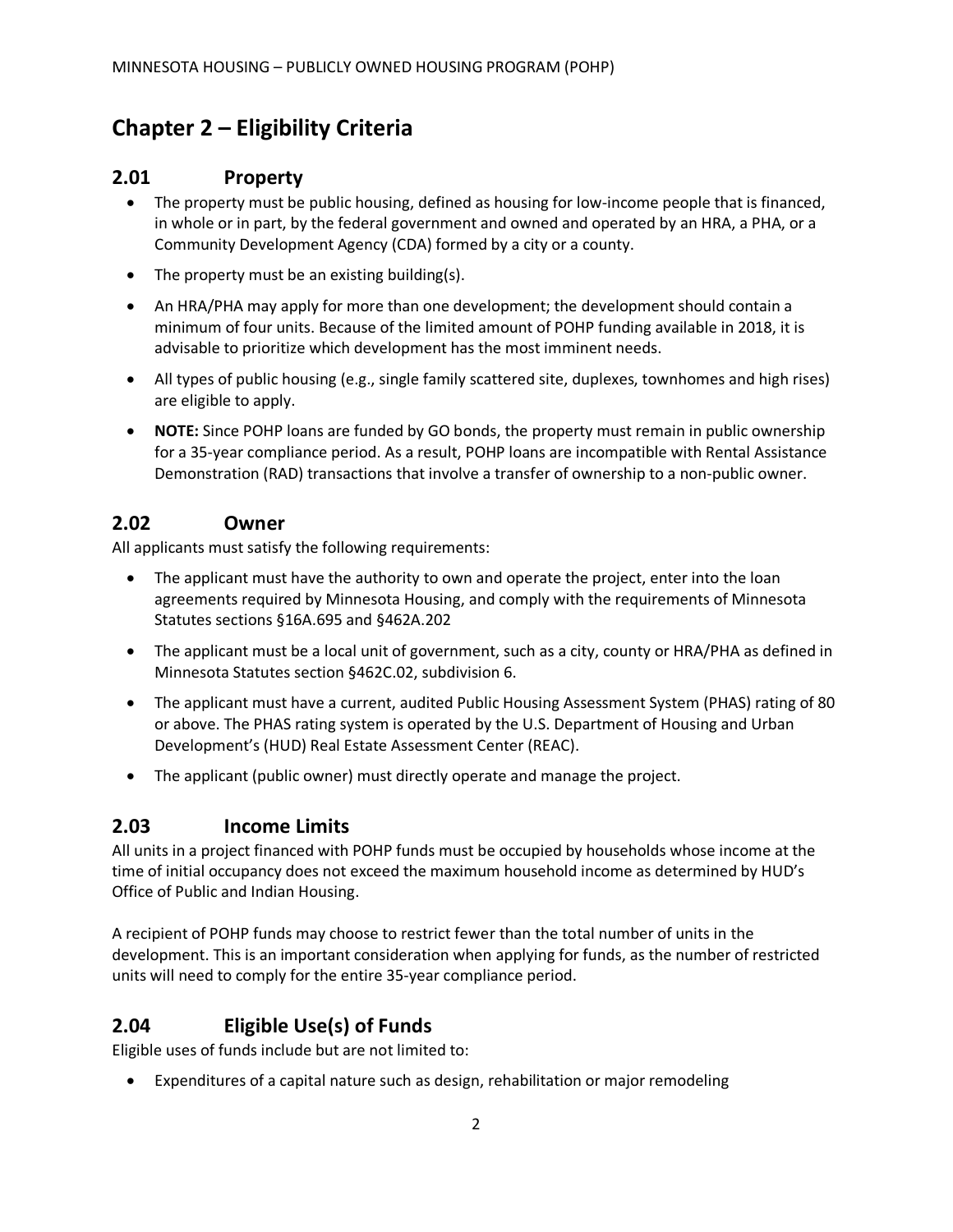# Chapter 2 – Eligibility Criteria

## 2.01 Property

- The property must be public housing, defined as housing for low-income people that is financed, in whole or in part, by the federal government and owned and operated by an HRA, a PHA, or a Community Development Agency (CDA) formed by a city or a county.
- The property must be an existing building(s).
- An HRA/PHA may apply for more than one development; the development should contain a minimum of four units. Because of the limited amount of POHP funding available in 2018, it is advisable to prioritize which development has the most imminent needs.
- All types of public housing (e.g., single family scattered site, duplexes, townhomes and high rises) are eligible to apply.
- **NOTE:** Since POHP loans are funded by GO bonds, the property must remain in public ownership for a 35-year compliance period. As a result, POHP loans are incompatible with Rental Assistance Demonstration (RAD) transactions that involve a transfer of ownership to a non-public owner.

## 2.02 Owner

All applicants must satisfy the following requirements:

- The applicant must have the authority to own and operate the project, enter into the loan agreements required by Minnesota Housing, and comply with the requirements of Minnesota Statutes sections §16A.695 and §462A.202
- The applicant must be a local unit of government, such as a city, county or HRA/PHA as defined in Minnesota Statutes section §462C.02, subdivision 6.
- The applicant must have a current, audited Public Housing Assessment System (PHAS) rating of 80 or above. The PHAS rating system is operated by the U.S. Department of Housing and Urban Development's (HUD) Real Estate Assessment Center (REAC).
- The applicant (public owner) must directly operate and manage the project.

## 2.03 Income Limits

All units in a project financed with POHP funds must be occupied by households whose income at the time of initial occupancy does not exceed the maximum household income as determined by HUD's Office of Public and Indian Housing.

A recipient of POHP funds may choose to restrict fewer than the total number of units in the development. This is an important consideration when applying for funds, as the number of restricted units will need to comply for the entire 35-year compliance period.

## 2.04 Eligible Use(s) of Funds

Eligible uses of funds include but are not limited to:

- Expenditures of a capital nature such as design, rehabilitation or major remodeling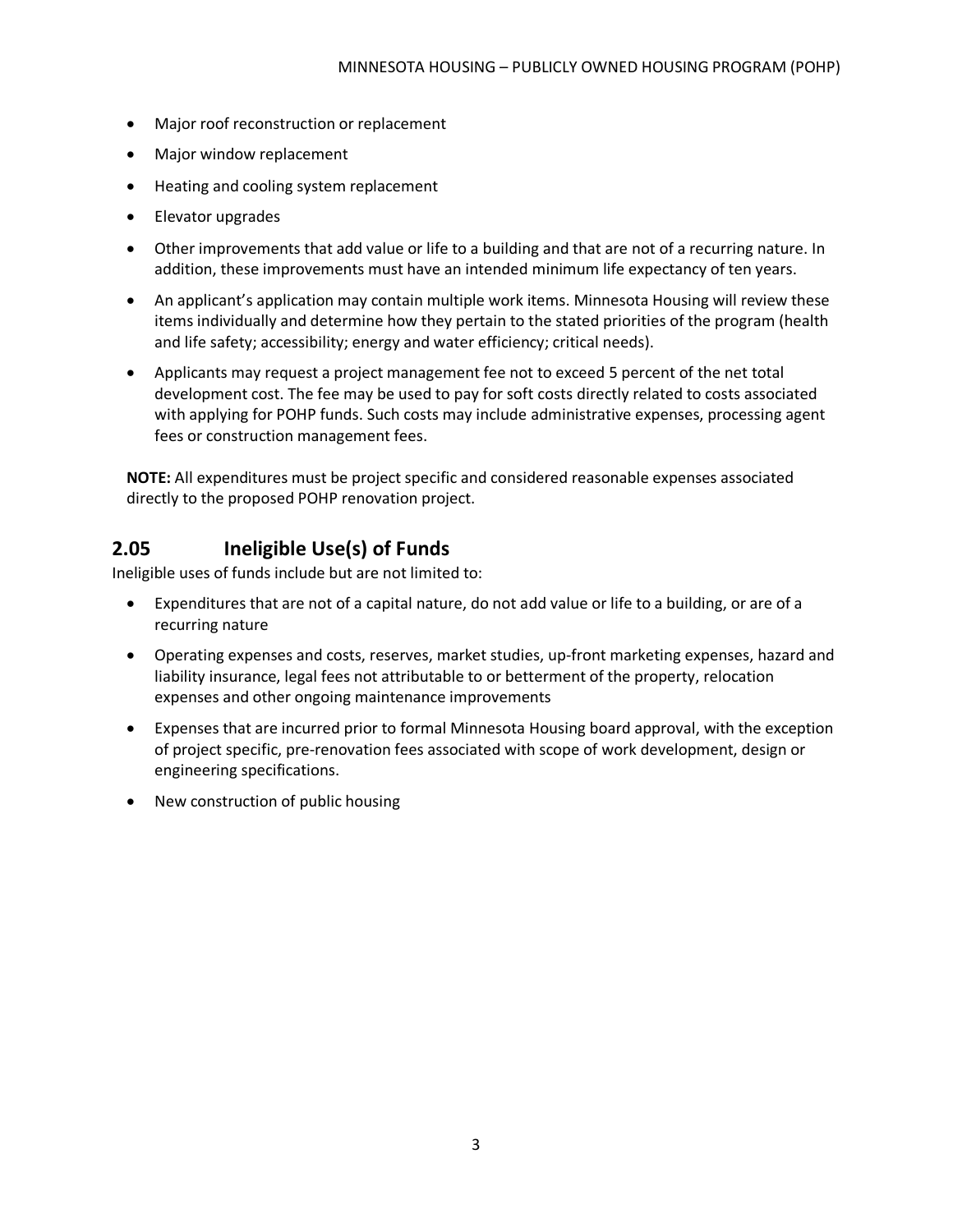- Major roof reconstruction or replacement
- Major window replacement
- Heating and cooling system replacement
- Elevator upgrades
- Other improvements that add value or life to a building and that are not of a recurring nature. In addition, these improvements must have an intended minimum life expectancy of ten years.
- An applicant's application may contain multiple work items. Minnesota Housing will review these items individually and determine how they pertain to the stated priorities of the program (health and life safety; accessibility; energy and water efficiency; critical needs).
- Applicants may request a project management fee not to exceed 5 percent of the net total development cost. The fee may be used to pay for soft costs directly related to costs associated with applying for POHP funds. Such costs may include administrative expenses, processing agent fees or construction management fees.

**NOTE:** All expenditures must be project specific and considered reasonable expenses associated directly to the proposed POHP renovation project.

## 2.05 Ineligible Use(s) of Funds

Ineligible uses of funds include but are not limited to:

- Expenditures that are not of a capital nature, do not add value or life to a building, or are of a recurring nature
- Operating expenses and costs, reserves, market studies, up-front marketing expenses, hazard and liability insurance, legal fees not attributable to or betterment of the property, relocation expenses and other ongoing maintenance improvements
- Expenses that are incurred prior to formal Minnesota Housing board approval, with the exception of project specific, pre-renovation fees associated with scope of work development, design or engineering specifications.
- New construction of public housing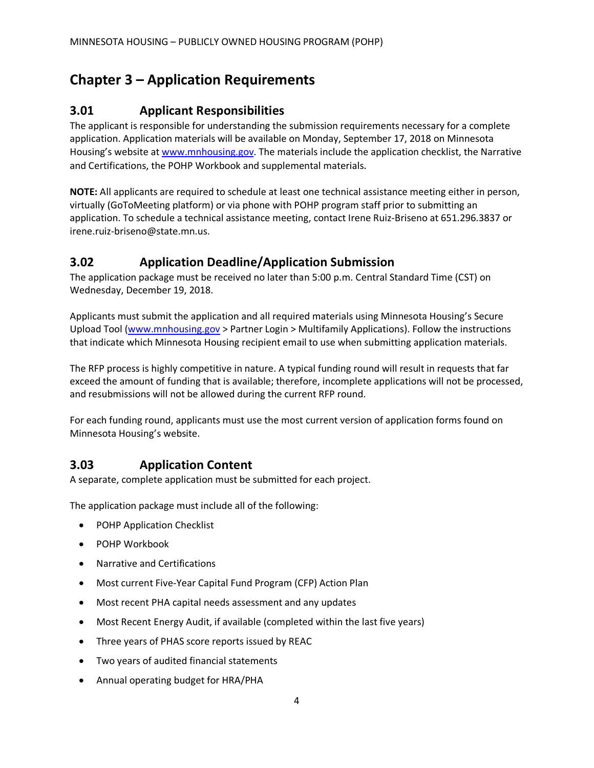# Chapter 3 – Application Requirements

## 3.01 Applicant Responsibilities

The applicant is responsible for understanding the submission requirements necessary for a complete application. Application materials will be available on Monday, September 17, 2018 on Minnesota Housing's website at www.mnhousing.gov. The materials include the application checklist, the Narrative and Certifications, the POHP Workbook and supplemental materials.

**NOTE:** All applicants are required to schedule at least one technical assistance meeting either in person, virtually (GoToMeeting platform) or via phone with POHP program staff prior to submitting an application. To schedule a technical assistance meeting, contact Irene Ruiz-Briseno at 651.296.3837 or irene.ruiz-briseno@state.mn.us.

## 3.02 Application Deadline/Application Submission

The application package must be received no later than 5:00 p.m. Central Standard Time (CST) on Wednesday, December 19, 2018.

Applicants must submit the application and all required materials using Minnesota Housing's Secure Upload Tool (www.mnhousing.gov > Partner Login > Multifamily Applications). Follow the instructions that indicate which Minnesota Housing recipient email to use when submitting application materials.

The RFP process is highly competitive in nature. A typical funding round will result in requests that far exceed the amount of funding that is available; therefore, incomplete applications will not be processed, and resubmissions will not be allowed during the current RFP round.

For each funding round, applicants must use the most current version of application forms found on Minnesota Housing's website.

## 3.03 Application Content

A separate, complete application must be submitted for each project.

The application package must include all of the following:

- POHP Application Checklist
- POHP Workbook
- Narrative and Certifications
- Most current Five-Year Capital Fund Program (CFP) Action Plan
- Most recent PHA capital needs assessment and any updates
- Most Recent Energy Audit, if available (completed within the last five years)
- Three years of PHAS score reports issued by REAC
- Two years of audited financial statements
- Annual operating budget for HRA/PHA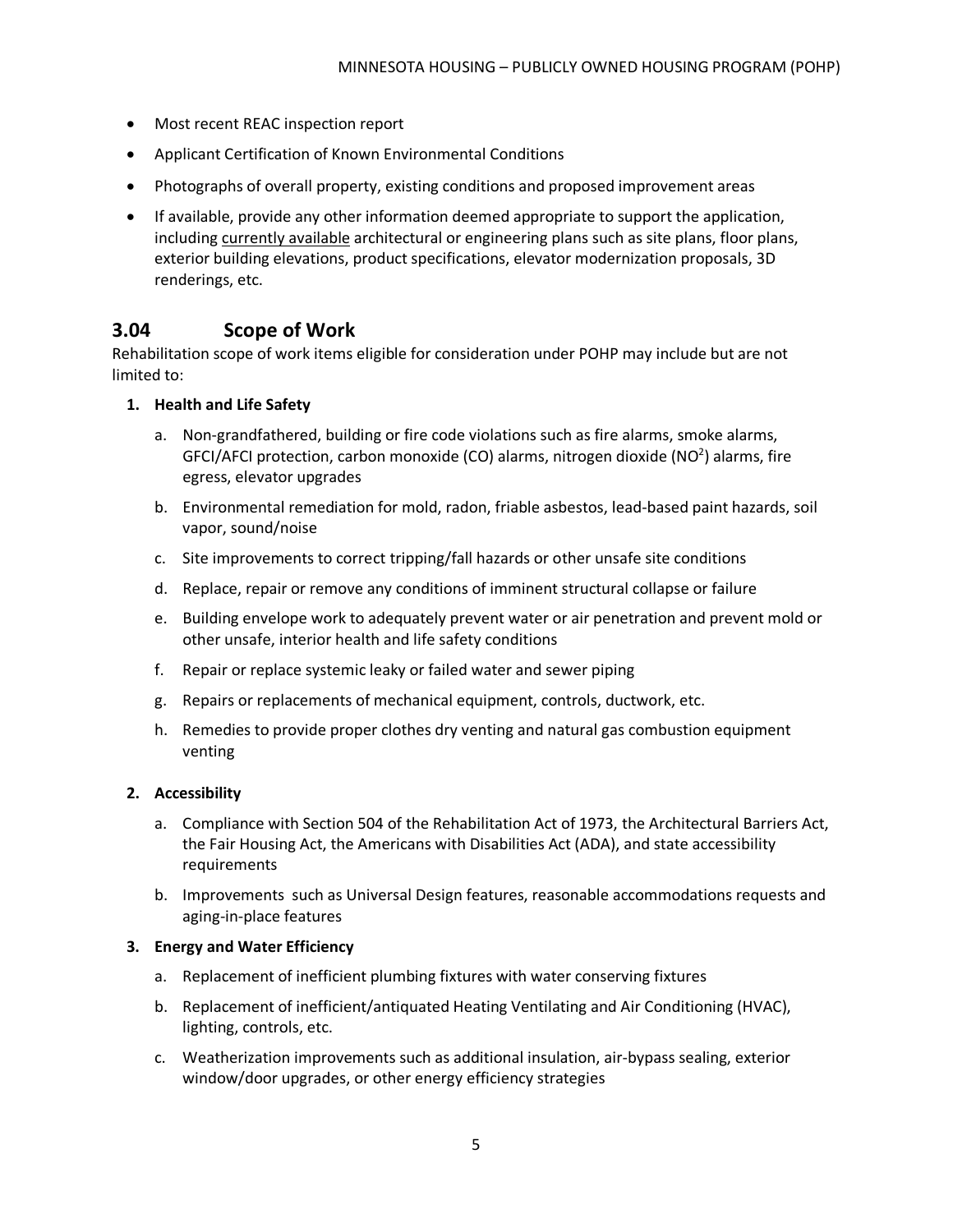- Most recent REAC inspection report
- Applicant Certification of Known Environmental Conditions
- Photographs of overall property, existing conditions and proposed improvement areas
- If available, provide any other information deemed appropriate to support the application, including currently available architectural or engineering plans such as site plans, floor plans, exterior building elevations, product specifications, elevator modernization proposals, 3D renderings, etc.

## 3.04 Scope of Work

Rehabilitation scope of work items eligible for consideration under POHP may include but are not limited to:

1. **Health and Life Safety**
    a. Non-grandfathered, building or fire code violations such as fire alarms, smoke alarms, GFCI/AFCI protection, carbon monoxide (CO) alarms, nitrogen dioxide ($NO^2$) alarms, fire egress, elevator upgrades
    b. Environmental remediation for mold, radon, friable asbestos, lead-based paint hazards, soil vapor, sound/noise
    c. Site improvements to correct tripping/fall hazards or other unsafe site conditions
    d. Replace, repair or remove any conditions of imminent structural collapse or failure
    e. Building envelope work to adequately prevent water or air penetration and prevent mold or other unsafe, interior health and life safety conditions
    f. Repair or replace systemic leaky or failed water and sewer piping
    g. Repairs or replacements of mechanical equipment, controls, ductwork, etc.
    h. Remedies to provide proper clothes dry venting and natural gas combustion equipment venting

2. **Accessibility**
    a. Compliance with Section 504 of the Rehabilitation Act of 1973, the Architectural Barriers Act, the Fair Housing Act, the Americans with Disabilities Act (ADA), and state accessibility requirements
    b. Improvements such as Universal Design features, reasonable accommodations requests and aging-in-place features

3. **Energy and Water Efficiency**
    a. Replacement of inefficient plumbing fixtures with water conserving fixtures
    b. Replacement of inefficient/antiquated Heating Ventilating and Air Conditioning (HVAC), lighting, controls, etc.
    c. Weatherization improvements such as additional insulation, air-bypass sealing, exterior window/door upgrades, or other energy efficiency strategies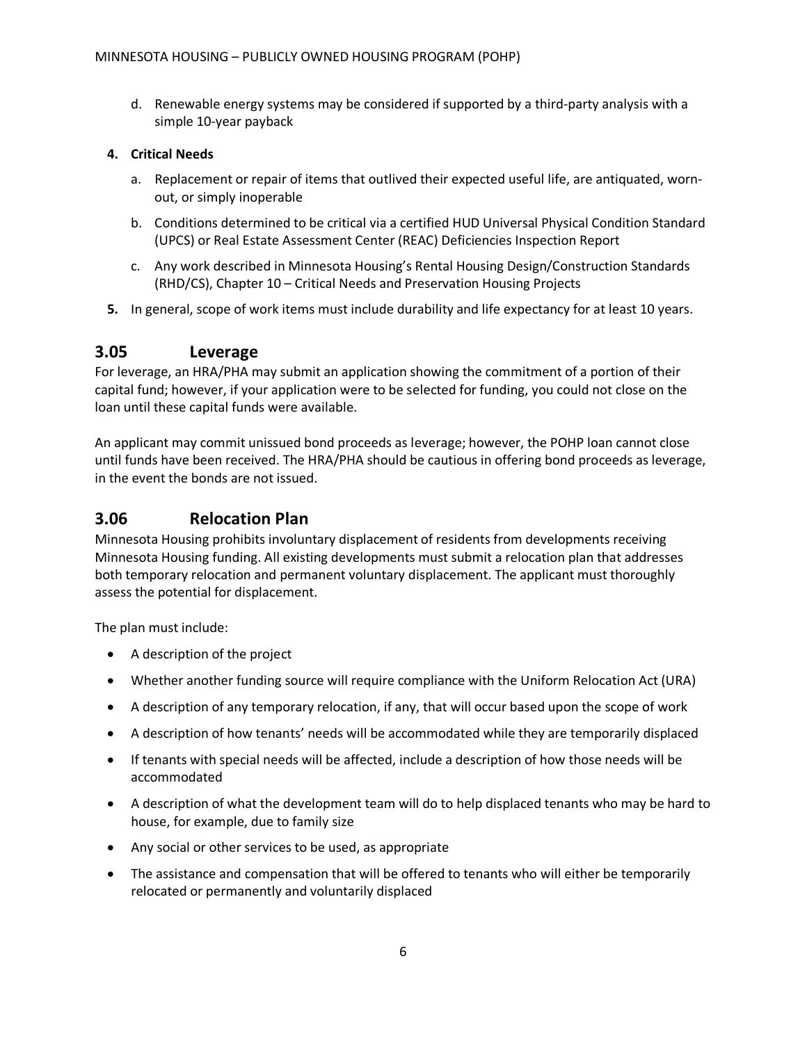d. Renewable energy systems may be considered if supported by a third-party analysis with a simple 10-year payback

**4. Critical Needs**

a. Replacement or repair of items that outlived their expected useful life, are antiquated, worn-out, or simply inoperable

b. Conditions determined to be critical via a certified HUD Universal Physical Condition Standard (UPCS) or Real Estate Assessment Center (REAC) Deficiencies Inspection Report

c. Any work described in Minnesota Housing's Rental Housing Design/Construction Standards (RHD/CS), Chapter 10 – Critical Needs and Preservation Housing Projects

**5.** In general, scope of work items must include durability and life expectancy for at least 10 years.

## 3.05 Leverage

For leverage, an HRA/PHA may submit an application showing the commitment of a portion of their capital fund; however, if your application were to be selected for funding, you could not close on the loan until these capital funds were available.

An applicant may commit unissued bond proceeds as leverage; however, the POHP loan cannot close until funds have been received. The HRA/PHA should be cautious in offering bond proceeds as leverage, in the event the bonds are not issued.

## 3.06 Relocation Plan

Minnesota Housing prohibits involuntary displacement of residents from developments receiving Minnesota Housing funding. All existing developments must submit a relocation plan that addresses both temporary relocation and permanent voluntary displacement. The applicant must thoroughly assess the potential for displacement.

The plan must include:

- A description of the project
- Whether another funding source will require compliance with the Uniform Relocation Act (URA)
- A description of any temporary relocation, if any, that will occur based upon the scope of work
- A description of how tenants' needs will be accommodated while they are temporarily displaced
- If tenants with special needs will be affected, include a description of how those needs will be accommodated
- A description of what the development team will do to help displaced tenants who may be hard to house, for example, due to family size
- Any social or other services to be used, as appropriate
- The assistance and compensation that will be offered to tenants who will either be temporarily relocated or permanently and voluntarily displaced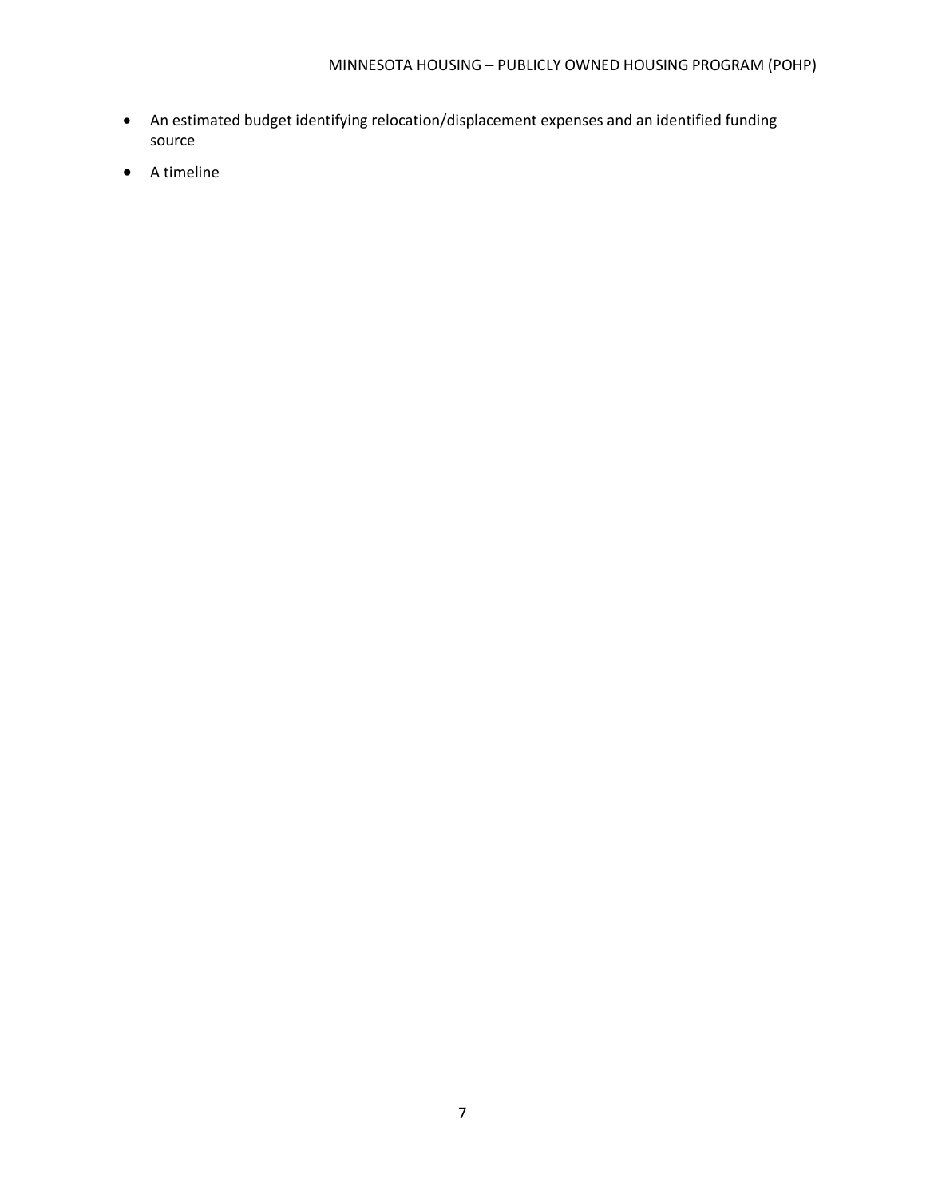- An estimated budget identifying relocation/displacement expenses and an identified funding source
- A timeline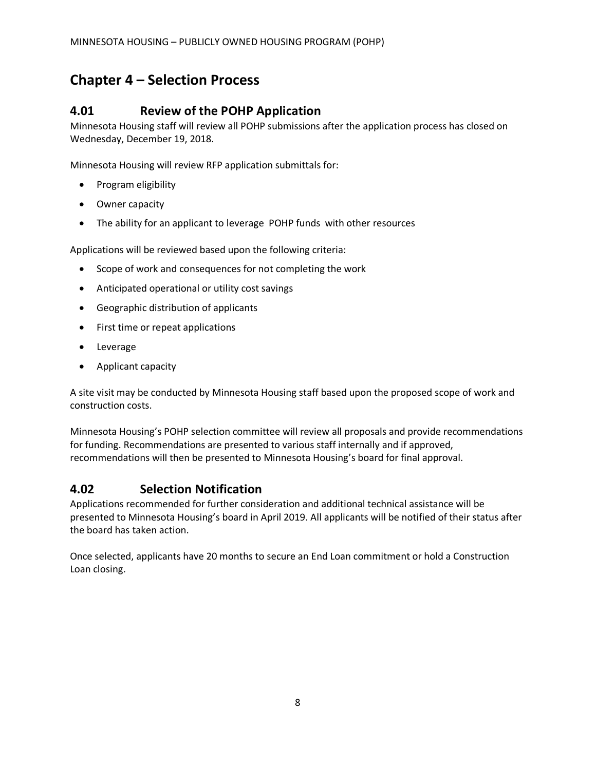# Chapter 4 – Selection Process

## 4.01 Review of the POHP Application

Minnesota Housing staff will review all POHP submissions after the application process has closed on Wednesday, December 19, 2018.

Minnesota Housing will review RFP application submittals for:

- Program eligibility
- Owner capacity
- The ability for an applicant to leverage POHP funds with other resources

Applications will be reviewed based upon the following criteria:

- Scope of work and consequences for not completing the work
- Anticipated operational or utility cost savings
- Geographic distribution of applicants
- First time or repeat applications
- Leverage
- Applicant capacity

A site visit may be conducted by Minnesota Housing staff based upon the proposed scope of work and construction costs.

Minnesota Housing's POHP selection committee will review all proposals and provide recommendations for funding. Recommendations are presented to various staff internally and if approved, recommendations will then be presented to Minnesota Housing's board for final approval.

## 4.02 Selection Notification

Applications recommended for further consideration and additional technical assistance will be presented to Minnesota Housing's board in April 2019. All applicants will be notified of their status after the board has taken action.

Once selected, applicants have 20 months to secure an End Loan commitment or hold a Construction Loan closing.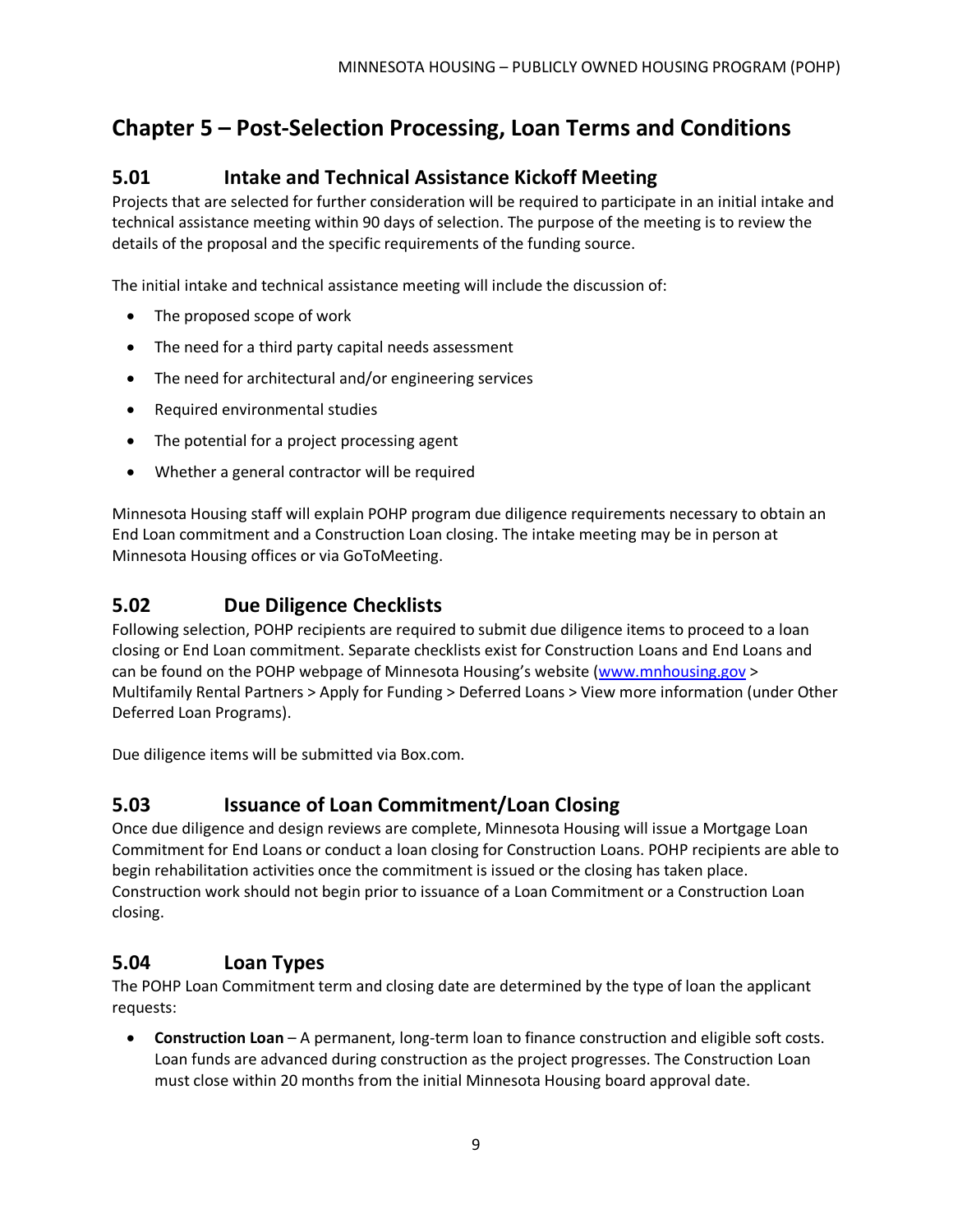# Chapter 5 – Post-Selection Processing, Loan Terms and Conditions

## 5.01 Intake and Technical Assistance Kickoff Meeting

Projects that are selected for further consideration will be required to participate in an initial intake and technical assistance meeting within 90 days of selection. The purpose of the meeting is to review the details of the proposal and the specific requirements of the funding source.

The initial intake and technical assistance meeting will include the discussion of:

- The proposed scope of work
- The need for a third party capital needs assessment
- The need for architectural and/or engineering services
- Required environmental studies
- The potential for a project processing agent
- Whether a general contractor will be required

Minnesota Housing staff will explain POHP program due diligence requirements necessary to obtain an End Loan commitment and a Construction Loan closing. The intake meeting may be in person at Minnesota Housing offices or via GoToMeeting.

## 5.02 Due Diligence Checklists

Following selection, POHP recipients are required to submit due diligence items to proceed to a loan closing or End Loan commitment. Separate checklists exist for Construction Loans and End Loans and can be found on the POHP webpage of Minnesota Housing's website ([www.mnhousing.gov](www.mnhousing.gov) > Multifamily Rental Partners > Apply for Funding > Deferred Loans > View more information (under Other Deferred Loan Programs).

Due diligence items will be submitted via Box.com.

## 5.03 Issuance of Loan Commitment/Loan Closing

Once due diligence and design reviews are complete, Minnesota Housing will issue a Mortgage Loan Commitment for End Loans or conduct a loan closing for Construction Loans. POHP recipients are able to begin rehabilitation activities once the commitment is issued or the closing has taken place. Construction work should not begin prior to issuance of a Loan Commitment or a Construction Loan closing.

## 5.04 Loan Types

The POHP Loan Commitment term and closing date are determined by the type of loan the applicant requests:

- **Construction Loan** – A permanent, long-term loan to finance construction and eligible soft costs. Loan funds are advanced during construction as the project progresses. The Construction Loan must close within 20 months from the initial Minnesota Housing board approval date.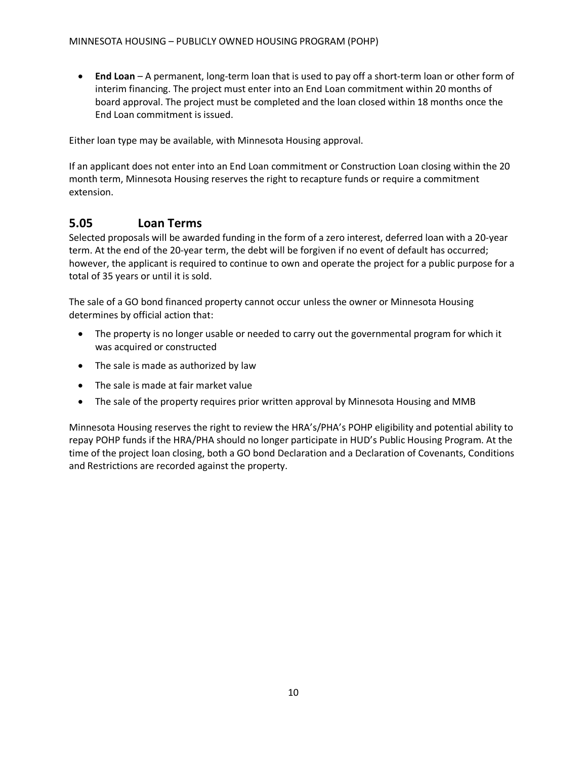- **End Loan** – A permanent, long-term loan that is used to pay off a short-term loan or other form of interim financing. The project must enter into an End Loan commitment within 20 months of board approval. The project must be completed and the loan closed within 18 months once the End Loan commitment is issued.

Either loan type may be available, with Minnesota Housing approval.

If an applicant does not enter into an End Loan commitment or Construction Loan closing within the 20 month term, Minnesota Housing reserves the right to recapture funds or require a commitment extension.

## 5.05 Loan Terms

Selected proposals will be awarded funding in the form of a zero interest, deferred loan with a 20-year term. At the end of the 20-year term, the debt will be forgiven if no event of default has occurred; however, the applicant is required to continue to own and operate the project for a public purpose for a total of 35 years or until it is sold.

The sale of a GO bond financed property cannot occur unless the owner or Minnesota Housing determines by official action that:

- The property is no longer usable or needed to carry out the governmental program for which it was acquired or constructed
- The sale is made as authorized by law
- The sale is made at fair market value
- The sale of the property requires prior written approval by Minnesota Housing and MMB

Minnesota Housing reserves the right to review the HRA's/PHA's POHP eligibility and potential ability to repay POHP funds if the HRA/PHA should no longer participate in HUD's Public Housing Program. At the time of the project loan closing, both a GO bond Declaration and a Declaration of Covenants, Conditions and Restrictions are recorded against the property.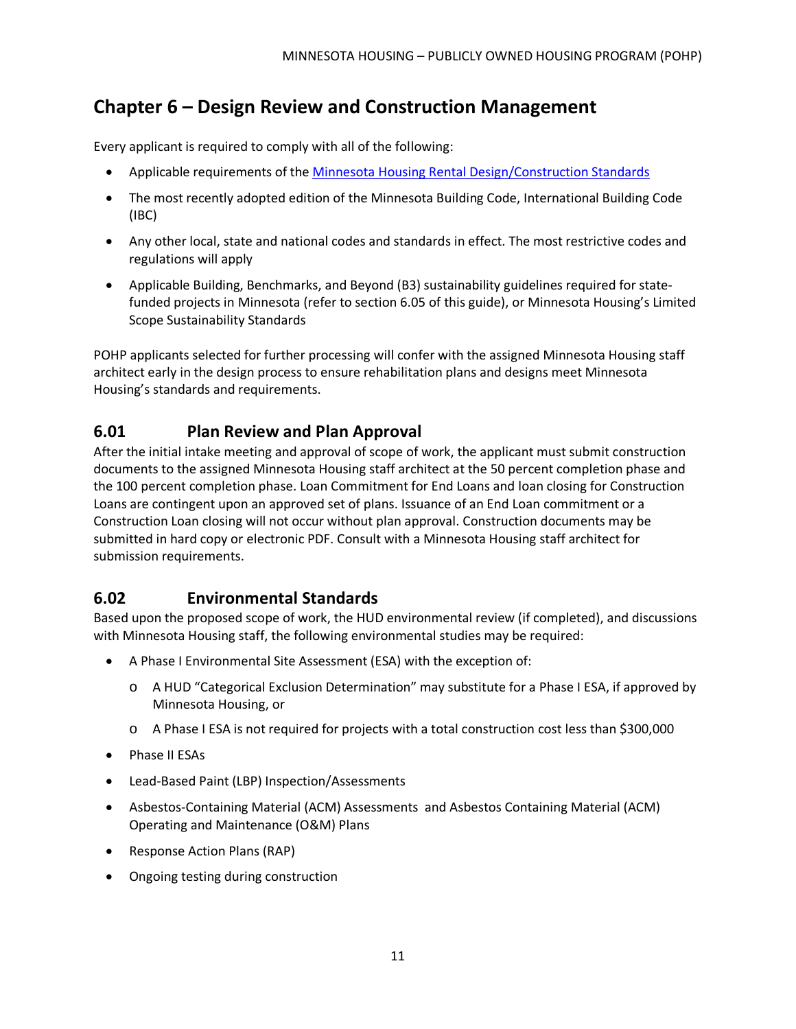# Chapter 6 – Design Review and Construction Management

Every applicant is required to comply with all of the following:

- Applicable requirements of the [Minnesota Housing Rental Design/Construction Standards]
- The most recently adopted edition of the Minnesota Building Code, International Building Code (IBC)
- Any other local, state and national codes and standards in effect. The most restrictive codes and regulations will apply
- Applicable Building, Benchmarks, and Beyond (B3) sustainability guidelines required for state-funded projects in Minnesota (refer to section 6.05 of this guide), or Minnesota Housing's Limited Scope Sustainability Standards

POHP applicants selected for further processing will confer with the assigned Minnesota Housing staff architect early in the design process to ensure rehabilitation plans and designs meet Minnesota Housing's standards and requirements.

## 6.01 Plan Review and Plan Approval

After the initial intake meeting and approval of scope of work, the applicant must submit construction documents to the assigned Minnesota Housing staff architect at the 50 percent completion phase and the 100 percent completion phase. Loan Commitment for End Loans and loan closing for Construction Loans are contingent upon an approved set of plans. Issuance of an End Loan commitment or a Construction Loan closing will not occur without plan approval. Construction documents may be submitted in hard copy or electronic PDF. Consult with a Minnesota Housing staff architect for submission requirements.

## 6.02 Environmental Standards

Based upon the proposed scope of work, the HUD environmental review (if completed), and discussions with Minnesota Housing staff, the following environmental studies may be required:

- A Phase I Environmental Site Assessment (ESA) with the exception of:
  - A HUD "Categorical Exclusion Determination" may substitute for a Phase I ESA, if approved by Minnesota Housing, or
  - A Phase I ESA is not required for projects with a total construction cost less than $300,000
- Phase II ESAs
- Lead-Based Paint (LBP) Inspection/Assessments
- Asbestos-Containing Material (ACM) Assessments and Asbestos Containing Material (ACM) Operating and Maintenance (O&M) Plans
- Response Action Plans (RAP)
- Ongoing testing during construction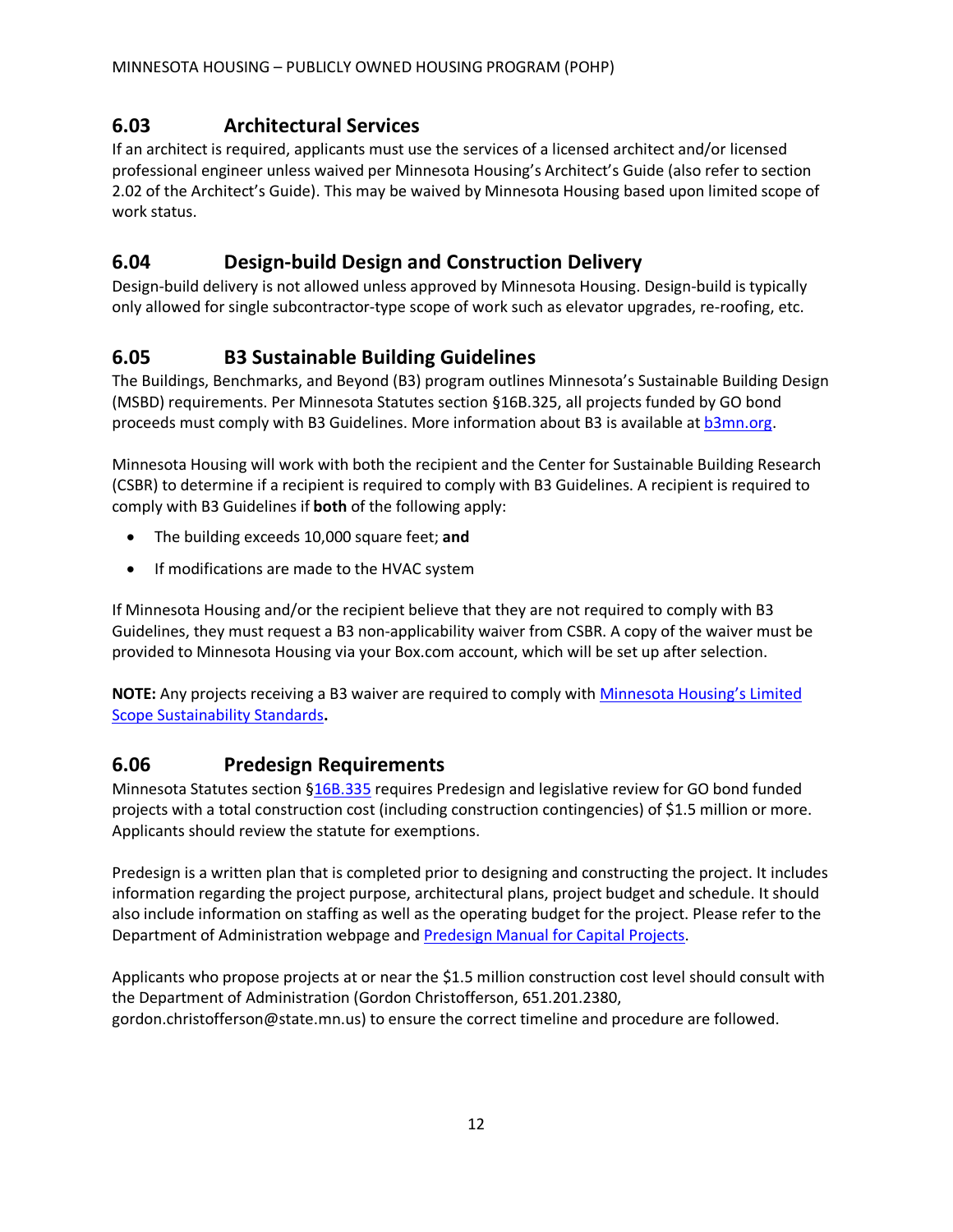## 6.03 Architectural Services

If an architect is required, applicants must use the services of a licensed architect and/or licensed professional engineer unless waived per Minnesota Housing's Architect's Guide (also refer to section 2.02 of the Architect's Guide). This may be waived by Minnesota Housing based upon limited scope of work status.

## 6.04 Design-build Design and Construction Delivery

Design-build delivery is not allowed unless approved by Minnesota Housing. Design-build is typically only allowed for single subcontractor-type scope of work such as elevator upgrades, re-roofing, etc.

## 6.05 B3 Sustainable Building Guidelines

The Buildings, Benchmarks, and Beyond (B3) program outlines Minnesota's Sustainable Building Design (MSBD) requirements. Per Minnesota Statutes section §16B.325, all projects funded by GO bond proceeds must comply with B3 Guidelines. More information about B3 is available at [b3mn.org](b3mn.org).

Minnesota Housing will work with both the recipient and the Center for Sustainable Building Research (CSBR) to determine if a recipient is required to comply with B3 Guidelines. A recipient is required to comply with B3 Guidelines if **both** of the following apply:

- The building exceeds 10,000 square feet; **and**
- If modifications are made to the HVAC system

If Minnesota Housing and/or the recipient believe that they are not required to comply with B3 Guidelines, they must request a B3 non-applicability waiver from CSBR. A copy of the waiver must be provided to Minnesota Housing via your Box.com account, which will be set up after selection.

**NOTE:** Any projects receiving a B3 waiver are required to comply with Minnesota Housing's Limited Scope Sustainability Standards**.**

## 6.06 Predesign Requirements

Minnesota Statutes section §16B.335 requires Predesign and legislative review for GO bond funded projects with a total construction cost (including construction contingencies) of $1.5 million or more. Applicants should review the statute for exemptions.

Predesign is a written plan that is completed prior to designing and constructing the project. It includes information regarding the project purpose, architectural plans, project budget and schedule. It should also include information on staffing as well as the operating budget for the project. Please refer to the Department of Administration webpage and Predesign Manual for Capital Projects.

Applicants who propose projects at or near the $1.5 million construction cost level should consult with the Department of Administration (Gordon Christofferson, 651.201.2380, gordon.christofferson@state.mn.us) to ensure the correct timeline and procedure are followed.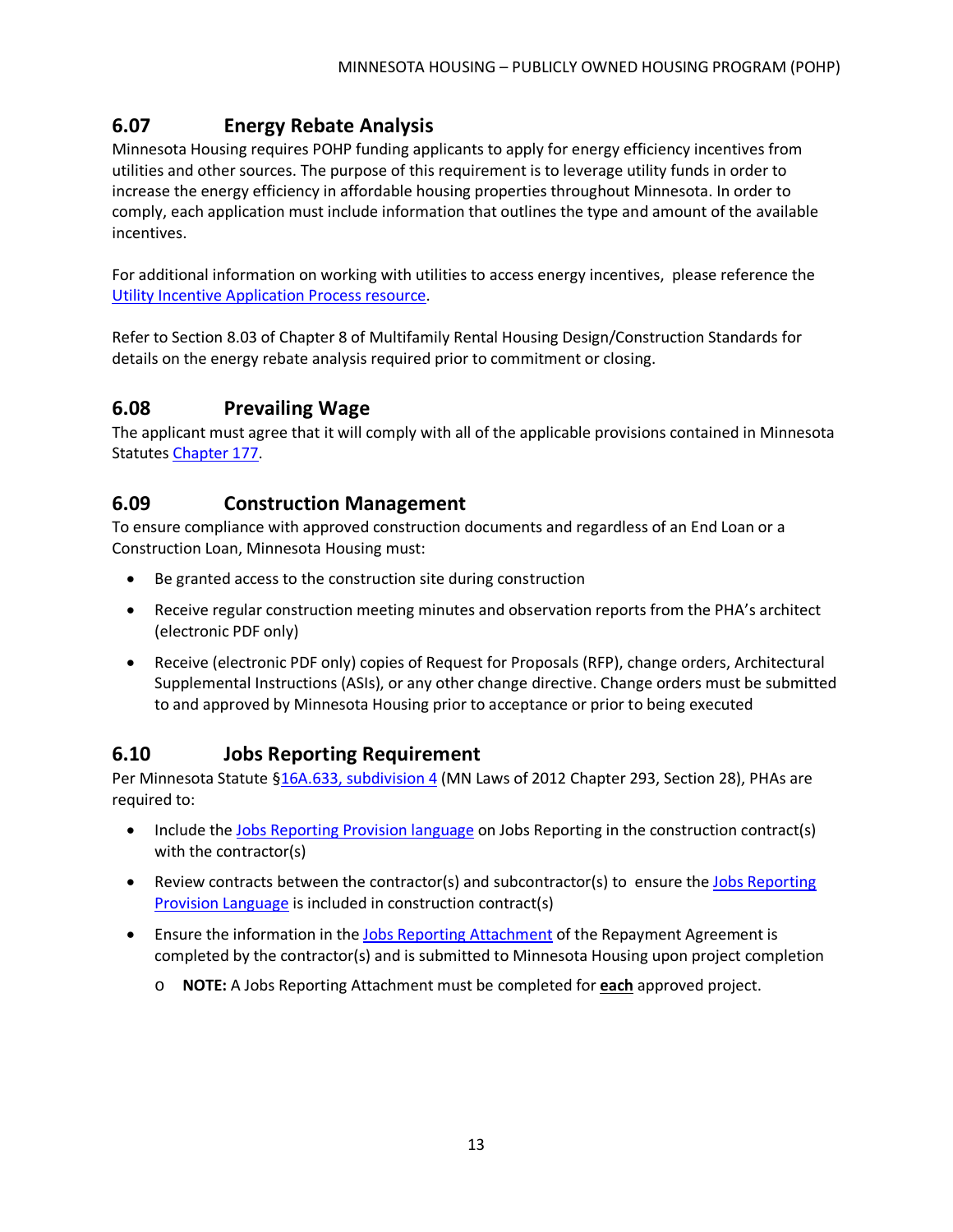## 6.07 Energy Rebate Analysis

Minnesota Housing requires POHP funding applicants to apply for energy efficiency incentives from utilities and other sources. The purpose of this requirement is to leverage utility funds in order to increase the energy efficiency in affordable housing properties throughout Minnesota. In order to comply, each application must include information that outlines the type and amount of the available incentives.

For additional information on working with utilities to access energy incentives, please reference the Utility Incentive Application Process resource.

Refer to Section 8.03 of Chapter 8 of Multifamily Rental Housing Design/Construction Standards for details on the energy rebate analysis required prior to commitment or closing.

## 6.08 Prevailing Wage

The applicant must agree that it will comply with all of the applicable provisions contained in Minnesota Statutes Chapter 177.

## 6.09 Construction Management

To ensure compliance with approved construction documents and regardless of an End Loan or a Construction Loan, Minnesota Housing must:

- Be granted access to the construction site during construction
- Receive regular construction meeting minutes and observation reports from the PHA's architect (electronic PDF only)
- Receive (electronic PDF only) copies of Request for Proposals (RFP), change orders, Architectural Supplemental Instructions (ASIs), or any other change directive. Change orders must be submitted to and approved by Minnesota Housing prior to acceptance or prior to being executed

## 6.10 Jobs Reporting Requirement

Per Minnesota Statute §16A.633, subdivision 4 (MN Laws of 2012 Chapter 293, Section 28), PHAs are required to:

- Include the Jobs Reporting Provision language on Jobs Reporting in the construction contract(s) with the contractor(s)
- Review contracts between the contractor(s) and subcontractor(s) to ensure the Jobs Reporting Provision Language is included in construction contract(s)
- Ensure the information in the Jobs Reporting Attachment of the Repayment Agreement is completed by the contractor(s) and is submitted to Minnesota Housing upon project completion
  - **NOTE:** A Jobs Reporting Attachment must be completed for **each** approved project.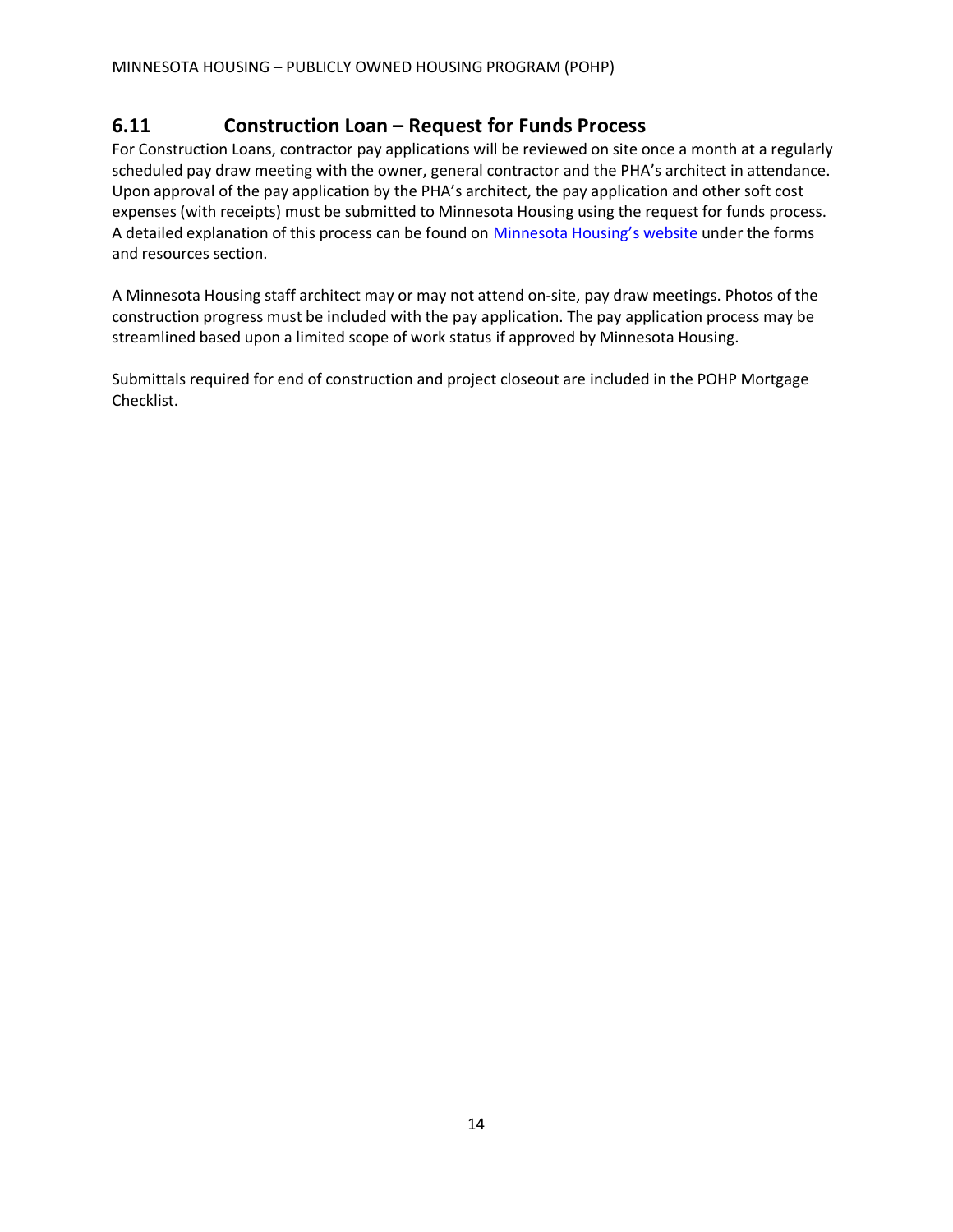## 6.11 Construction Loan – Request for Funds Process

For Construction Loans, contractor pay applications will be reviewed on site once a month at a regularly scheduled pay draw meeting with the owner, general contractor and the PHA's architect in attendance. Upon approval of the pay application by the PHA's architect, the pay application and other soft cost expenses (with receipts) must be submitted to Minnesota Housing using the request for funds process. A detailed explanation of this process can be found on Minnesota Housing's website under the forms and resources section.

A Minnesota Housing staff architect may or may not attend on-site, pay draw meetings. Photos of the construction progress must be included with the pay application. The pay application process may be streamlined based upon a limited scope of work status if approved by Minnesota Housing.

Submittals required for end of construction and project closeout are included in the POHP Mortgage Checklist.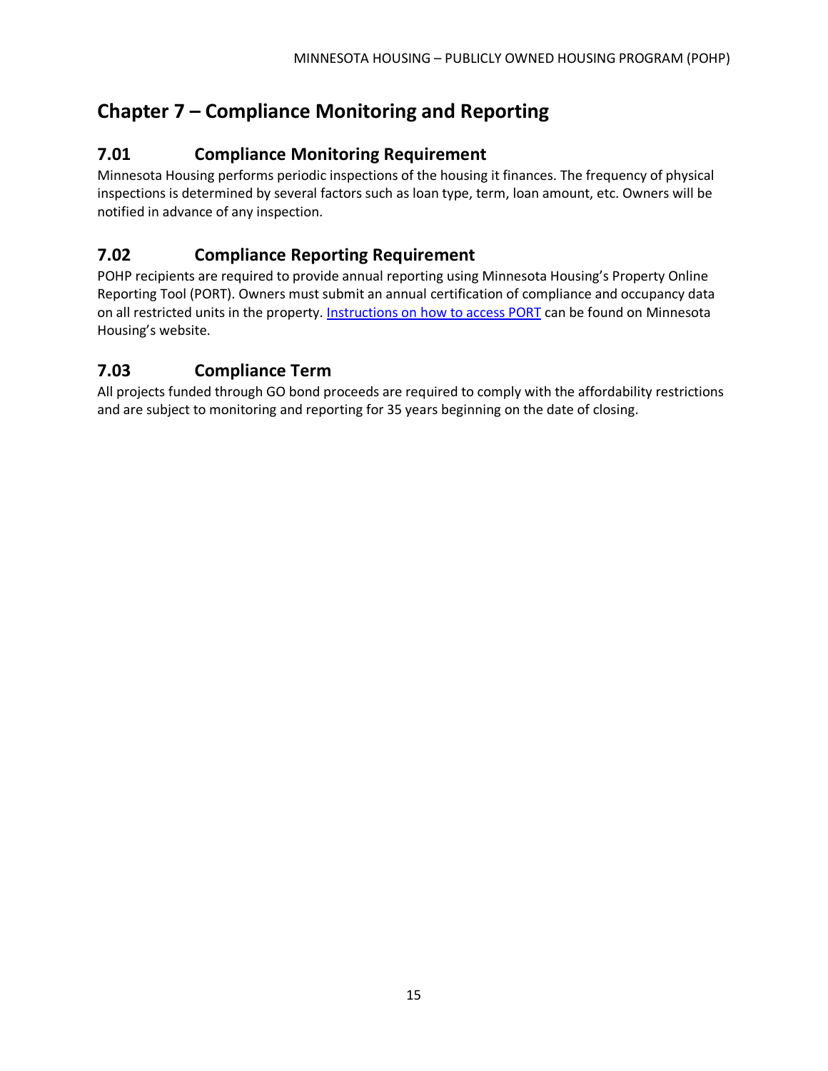# Chapter 7 – Compliance Monitoring and Reporting

## 7.01 Compliance Monitoring Requirement

Minnesota Housing performs periodic inspections of the housing it finances. The frequency of physical inspections is determined by several factors such as loan type, term, loan amount, etc. Owners will be notified in advance of any inspection.

## 7.02 Compliance Reporting Requirement

POHP recipients are required to provide annual reporting using Minnesota Housing's Property Online Reporting Tool (PORT). Owners must submit an annual certification of compliance and occupancy data on all restricted units in the property. Instructions on how to access PORT can be found on Minnesota Housing's website.

## 7.03 Compliance Term

All projects funded through GO bond proceeds are required to comply with the affordability restrictions and are subject to monitoring and reporting for 35 years beginning on the date of closing.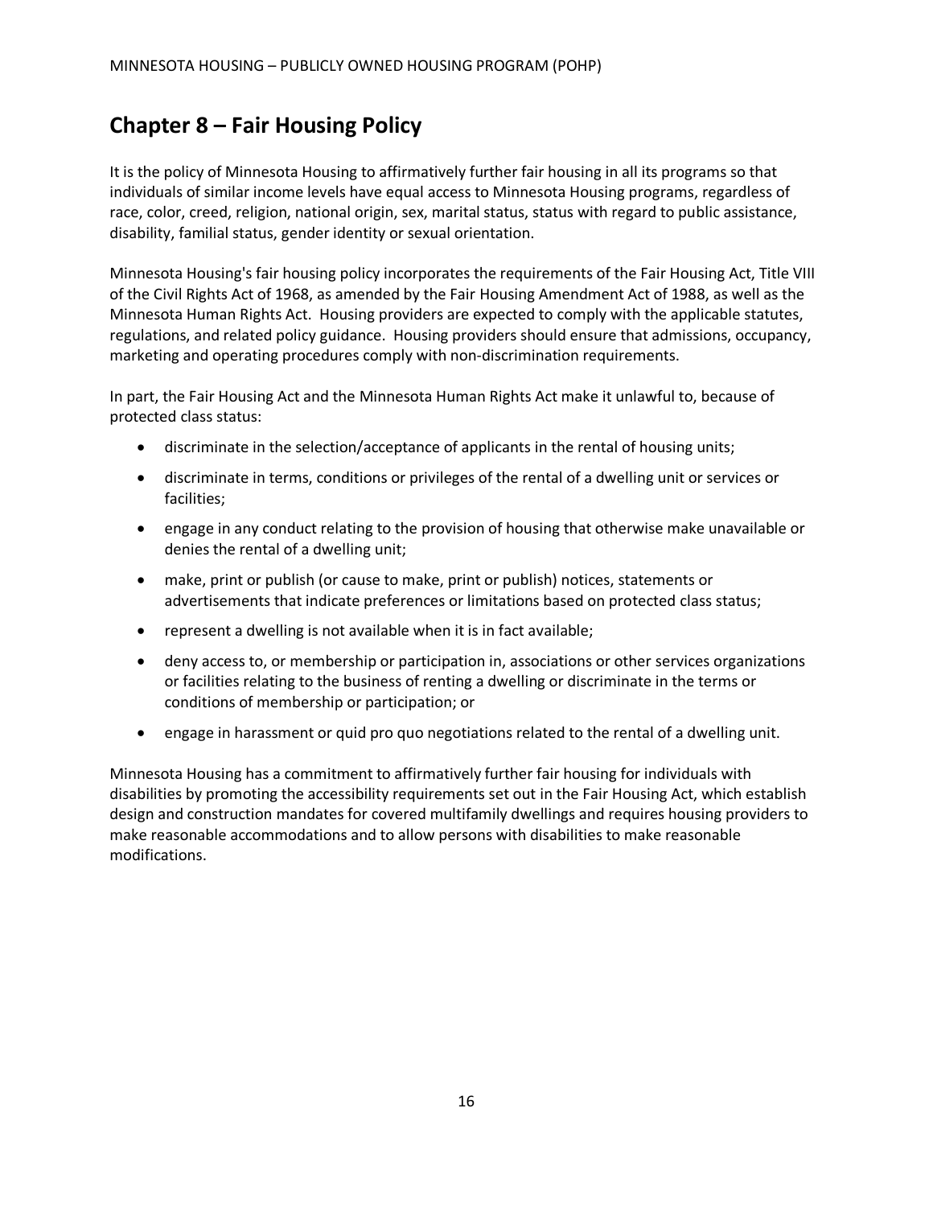# Chapter 8 – Fair Housing Policy

It is the policy of Minnesota Housing to affirmatively further fair housing in all its programs so that individuals of similar income levels have equal access to Minnesota Housing programs, regardless of race, color, creed, religion, national origin, sex, marital status, status with regard to public assistance, disability, familial status, gender identity or sexual orientation.

Minnesota Housing's fair housing policy incorporates the requirements of the Fair Housing Act, Title VIII of the Civil Rights Act of 1968, as amended by the Fair Housing Amendment Act of 1988, as well as the Minnesota Human Rights Act. Housing providers are expected to comply with the applicable statutes, regulations, and related policy guidance. Housing providers should ensure that admissions, occupancy, marketing and operating procedures comply with non-discrimination requirements.

In part, the Fair Housing Act and the Minnesota Human Rights Act make it unlawful to, because of protected class status:

- discriminate in the selection/acceptance of applicants in the rental of housing units;
- discriminate in terms, conditions or privileges of the rental of a dwelling unit or services or facilities;
- engage in any conduct relating to the provision of housing that otherwise make unavailable or denies the rental of a dwelling unit;
- make, print or publish (or cause to make, print or publish) notices, statements or advertisements that indicate preferences or limitations based on protected class status;
- represent a dwelling is not available when it is in fact available;
- deny access to, or membership or participation in, associations or other services organizations or facilities relating to the business of renting a dwelling or discriminate in the terms or conditions of membership or participation; or
- engage in harassment or quid pro quo negotiations related to the rental of a dwelling unit.

Minnesota Housing has a commitment to affirmatively further fair housing for individuals with disabilities by promoting the accessibility requirements set out in the Fair Housing Act, which establish design and construction mandates for covered multifamily dwellings and requires housing providers to make reasonable accommodations and to allow persons with disabilities to make reasonable modifications.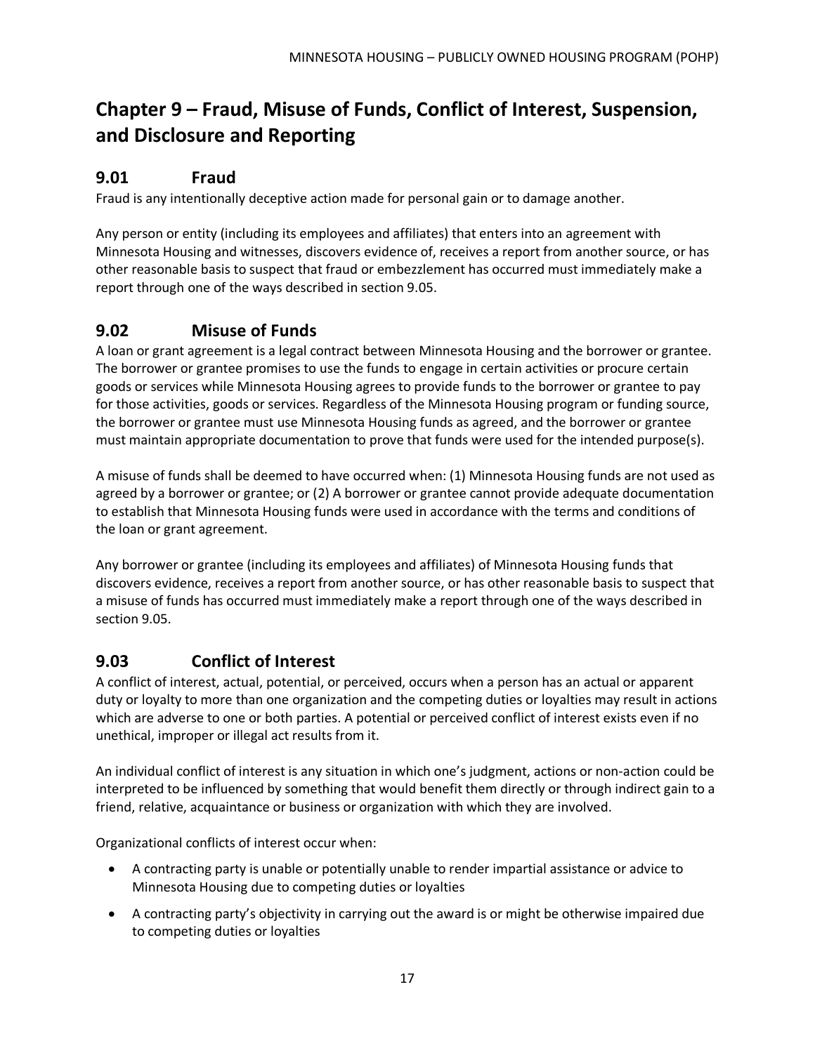# Chapter 9 – Fraud, Misuse of Funds, Conflict of Interest, Suspension, and Disclosure and Reporting

## 9.01 Fraud

Fraud is any intentionally deceptive action made for personal gain or to damage another.

Any person or entity (including its employees and affiliates) that enters into an agreement with Minnesota Housing and witnesses, discovers evidence of, receives a report from another source, or has other reasonable basis to suspect that fraud or embezzlement has occurred must immediately make a report through one of the ways described in section 9.05.

## 9.02 Misuse of Funds

A loan or grant agreement is a legal contract between Minnesota Housing and the borrower or grantee. The borrower or grantee promises to use the funds to engage in certain activities or procure certain goods or services while Minnesota Housing agrees to provide funds to the borrower or grantee to pay for those activities, goods or services. Regardless of the Minnesota Housing program or funding source, the borrower or grantee must use Minnesota Housing funds as agreed, and the borrower or grantee must maintain appropriate documentation to prove that funds were used for the intended purpose(s).

A misuse of funds shall be deemed to have occurred when: (1) Minnesota Housing funds are not used as agreed by a borrower or grantee; or (2) A borrower or grantee cannot provide adequate documentation to establish that Minnesota Housing funds were used in accordance with the terms and conditions of the loan or grant agreement.

Any borrower or grantee (including its employees and affiliates) of Minnesota Housing funds that discovers evidence, receives a report from another source, or has other reasonable basis to suspect that a misuse of funds has occurred must immediately make a report through one of the ways described in section 9.05.

## 9.03 Conflict of Interest

A conflict of interest, actual, potential, or perceived, occurs when a person has an actual or apparent duty or loyalty to more than one organization and the competing duties or loyalties may result in actions which are adverse to one or both parties. A potential or perceived conflict of interest exists even if no unethical, improper or illegal act results from it.

An individual conflict of interest is any situation in which one's judgment, actions or non-action could be interpreted to be influenced by something that would benefit them directly or through indirect gain to a friend, relative, acquaintance or business or organization with which they are involved.

Organizational conflicts of interest occur when:

- A contracting party is unable or potentially unable to render impartial assistance or advice to Minnesota Housing due to competing duties or loyalties
- A contracting party's objectivity in carrying out the award is or might be otherwise impaired due to competing duties or loyalties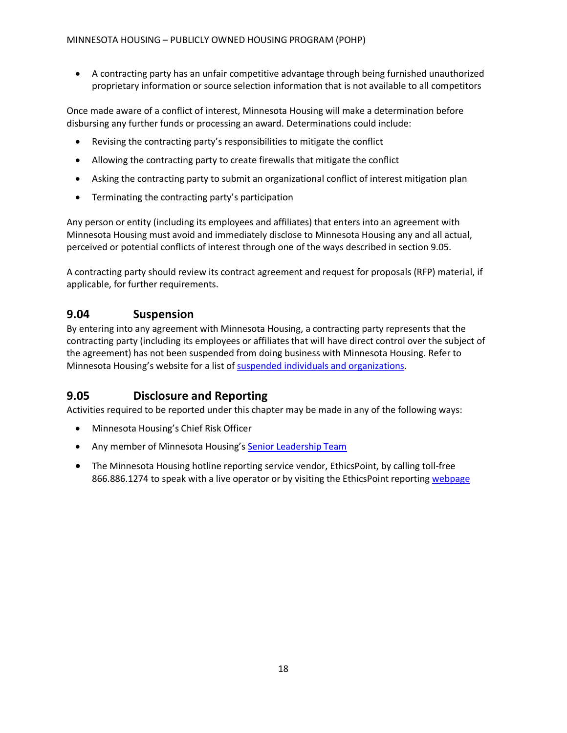- A contracting party has an unfair competitive advantage through being furnished unauthorized proprietary information or source selection information that is not available to all competitors

Once made aware of a conflict of interest, Minnesota Housing will make a determination before disbursing any further funds or processing an award. Determinations could include:

- Revising the contracting party's responsibilities to mitigate the conflict
- Allowing the contracting party to create firewalls that mitigate the conflict
- Asking the contracting party to submit an organizational conflict of interest mitigation plan
- Terminating the contracting party's participation

Any person or entity (including its employees and affiliates) that enters into an agreement with Minnesota Housing must avoid and immediately disclose to Minnesota Housing any and all actual, perceived or potential conflicts of interest through one of the ways described in section 9.05.

A contracting party should review its contract agreement and request for proposals (RFP) material, if applicable, for further requirements.

## 9.04 Suspension

By entering into any agreement with Minnesota Housing, a contracting party represents that the contracting party (including its employees or affiliates that will have direct control over the subject of the agreement) has not been suspended from doing business with Minnesota Housing. Refer to Minnesota Housing's website for a list of suspended individuals and organizations.

## 9.05 Disclosure and Reporting

Activities required to be reported under this chapter may be made in any of the following ways:

- Minnesota Housing's Chief Risk Officer
- Any member of Minnesota Housing's Senior Leadership Team
- The Minnesota Housing hotline reporting service vendor, EthicsPoint, by calling toll-free 866.886.1274 to speak with a live operator or by visiting the EthicsPoint reporting webpage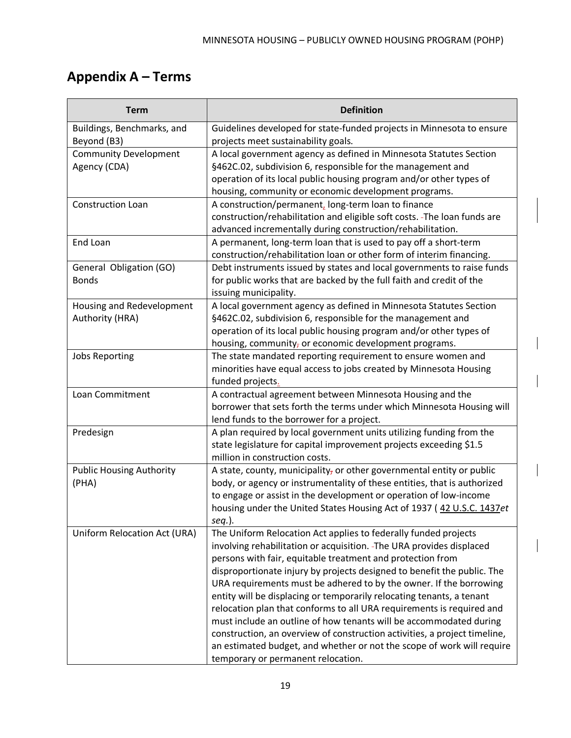## Appendix A – Terms

| Term | Definition |
|---|---|
| Buildings, Benchmarks, and Beyond (B3) | Guidelines developed for state-funded projects in Minnesota to ensure projects meet sustainability goals. |
| Community Development Agency (CDA) | A local government agency as defined in Minnesota Statutes Section §462C.02, subdivision 6, responsible for the management and operation of its local public housing program and/or other types of housing, community or economic development programs. |
| Construction Loan | A construction/permanent, long-term loan to finance construction/rehabilitation and eligible soft costs. The loan funds are advanced incrementally during construction/rehabilitation. |
| End Loan | A permanent, long-term loan that is used to pay off a short-term construction/rehabilitation loan or other form of interim financing. |
| General Obligation (GO) Bonds | Debt instruments issued by states and local governments to raise funds for public works that are backed by the full faith and credit of the issuing municipality. |
| Housing and Redevelopment Authority (HRA) | A local government agency as defined in Minnesota Statutes Section §462C.02, subdivision 6, responsible for the management and operation of its local public housing program and/or other types of housing, community, or economic development programs. |
| Jobs Reporting | The state mandated reporting requirement to ensure women and minorities have equal access to jobs created by Minnesota Housing funded projects. |
| Loan Commitment | A contractual agreement between Minnesota Housing and the borrower that sets forth the terms under which Minnesota Housing will lend funds to the borrower for a project. |
| Predesign | A plan required by local government units utilizing funding from the state legislature for capital improvement projects exceeding $1.5 million in construction costs. |
| Public Housing Authority (PHA) | A state, county, municipality, or other governmental entity or public body, or agency or instrumentality of these entities, that is authorized to engage or assist in the development or operation of low-income housing under the United States Housing Act of 1937 ( 42 U.S.C. 1437*et seq.*). |
| Uniform Relocation Act (URA) | The Uniform Relocation Act applies to federally funded projects involving rehabilitation or acquisition. The URA provides displaced persons with fair, equitable treatment and protection from disproportionate injury by projects designed to benefit the public. The URA requirements must be adhered to by the owner. If the borrowing entity will be displacing or temporarily relocating tenants, a tenant relocation plan that conforms to all URA requirements is required and must include an outline of how tenants will be accommodated during construction, an overview of construction activities, a project timeline, an estimated budget, and whether or not the scope of work will require temporary or permanent relocation. |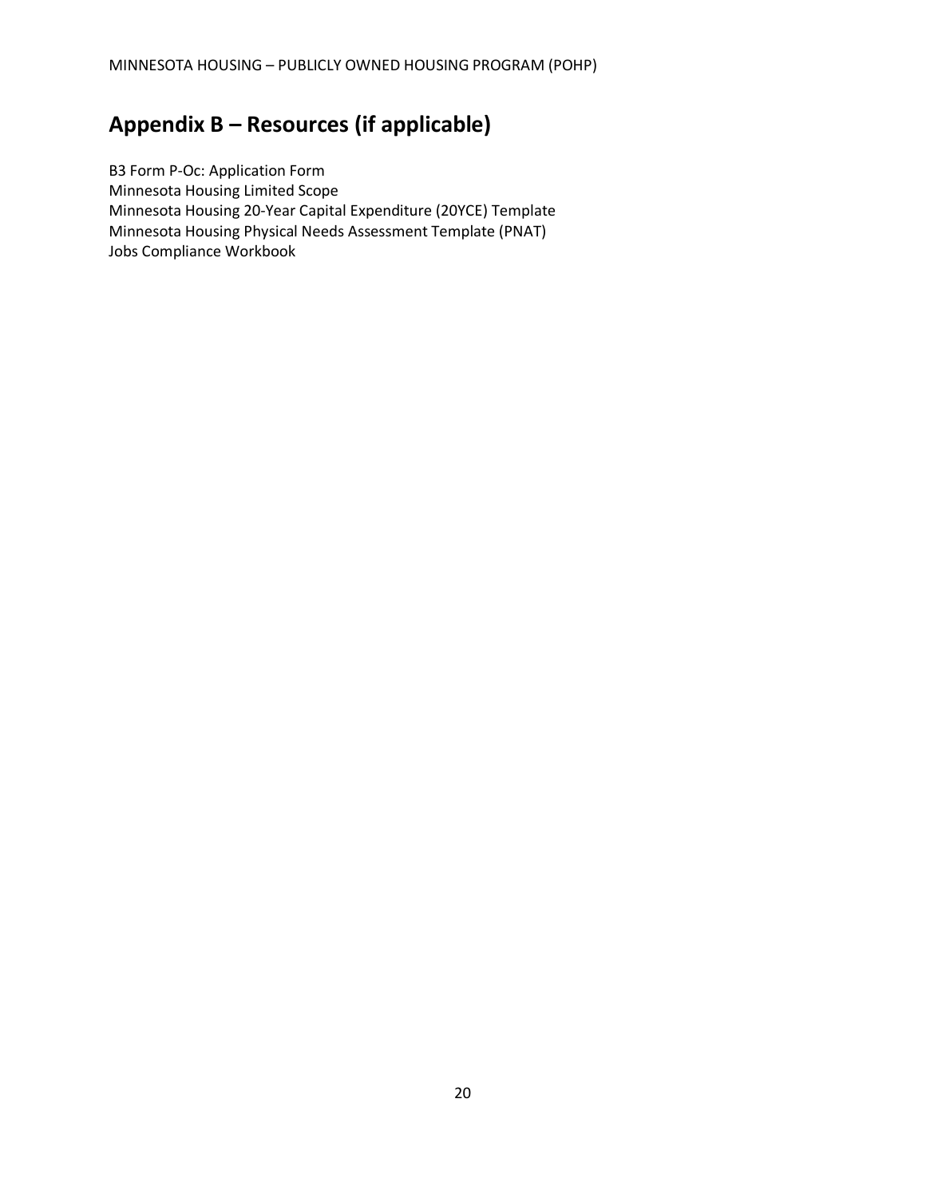## Appendix B – Resources (if applicable)

B3 Form P-Oc: Application Form
Minnesota Housing Limited Scope
Minnesota Housing 20-Year Capital Expenditure (20YCE) Template
Minnesota Housing Physical Needs Assessment Template (PNAT)
Jobs Compliance Workbook